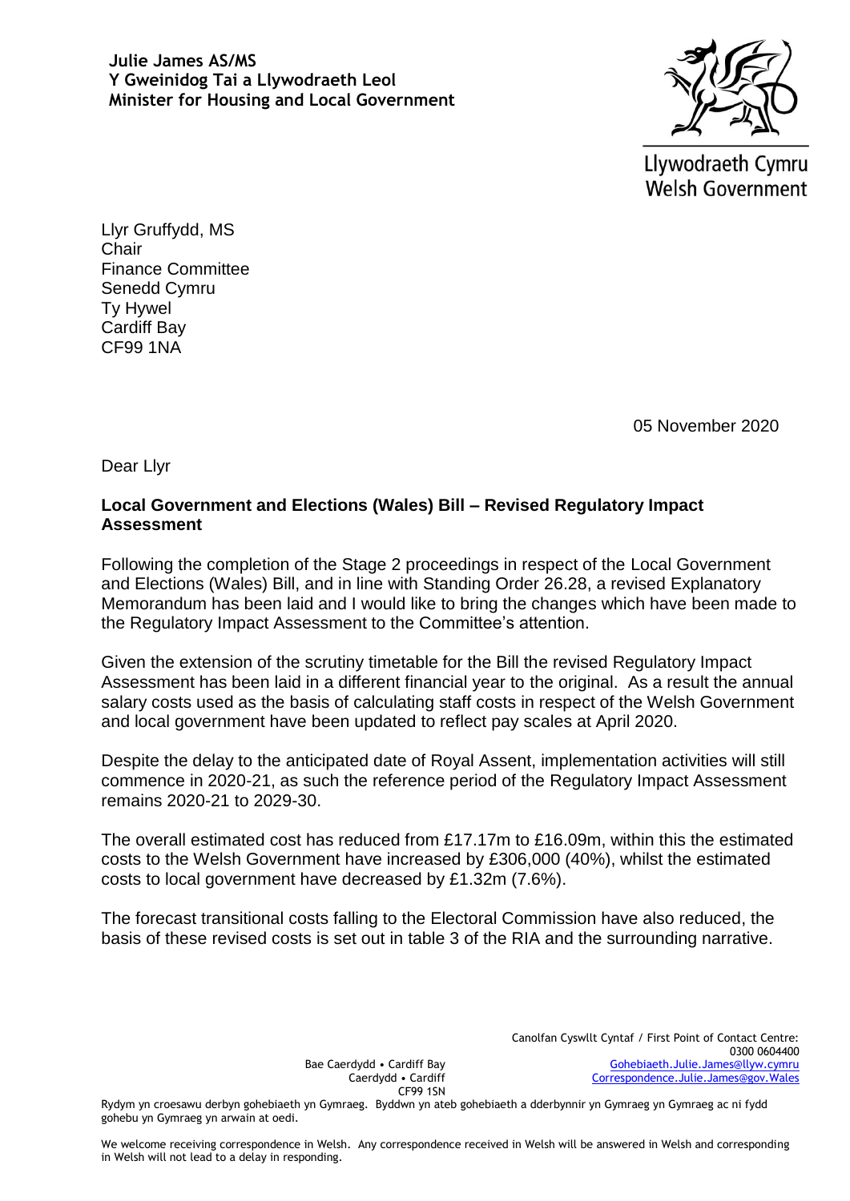**Julie James AS/MS**
**Y Gweinidog Tai a Llywodraeth Leol**
**Minister for Housing and Local Government**

Llywodraeth Cymru
Welsh Government

Llyr Gruffydd, MS
Chair
Finance Committee
Senedd Cymru
Ty Hywel
Cardiff Bay
CF99 1NA

05 November 2020

Dear Llyr

**Local Government and Elections (Wales) Bill – Revised Regulatory Impact Assessment**

Following the completion of the Stage 2 proceedings in respect of the Local Government and Elections (Wales) Bill, and in line with Standing Order 26.28, a revised Explanatory Memorandum has been laid and I would like to bring the changes which have been made to the Regulatory Impact Assessment to the Committee's attention.

Given the extension of the scrutiny timetable for the Bill the revised Regulatory Impact Assessment has been laid in a different financial year to the original. As a result the annual salary costs used as the basis of calculating staff costs in respect of the Welsh Government and local government have been updated to reflect pay scales at April 2020.

Despite the delay to the anticipated date of Royal Assent, implementation activities will still commence in 2020-21, as such the reference period of the Regulatory Impact Assessment remains 2020-21 to 2029-30.

The overall estimated cost has reduced from £17.17m to £16.09m, within this the estimated costs to the Welsh Government have increased by £306,000 (40%), whilst the estimated costs to local government have decreased by £1.32m (7.6%).

The forecast transitional costs falling to the Electoral Commission have also reduced, the basis of these revised costs is set out in table 3 of the RIA and the surrounding narrative.

Bae Caerdydd • Cardiff Bay
Caerdydd • Cardiff
CF99 1SN

Canolfan Cyswllt Cyntaf / First Point of Contact Centre:
0300 0604400
Gohebiaeth.Julie.James@llyw.cymru
Correspondence.Julie.James@gov.Wales

Rydym yn croesawu derbyn gohebiaeth yn Gymraeg. Byddwn yn ateb gohebiaeth a dderbynnir yn Gymraeg yn Gymraeg ac ni fydd gohebu yn Gymraeg yn arwain at oedi.

We welcome receiving correspondence in Welsh. Any correspondence received in Welsh will be answered in Welsh and corresponding in Welsh will not lead to a delay in responding.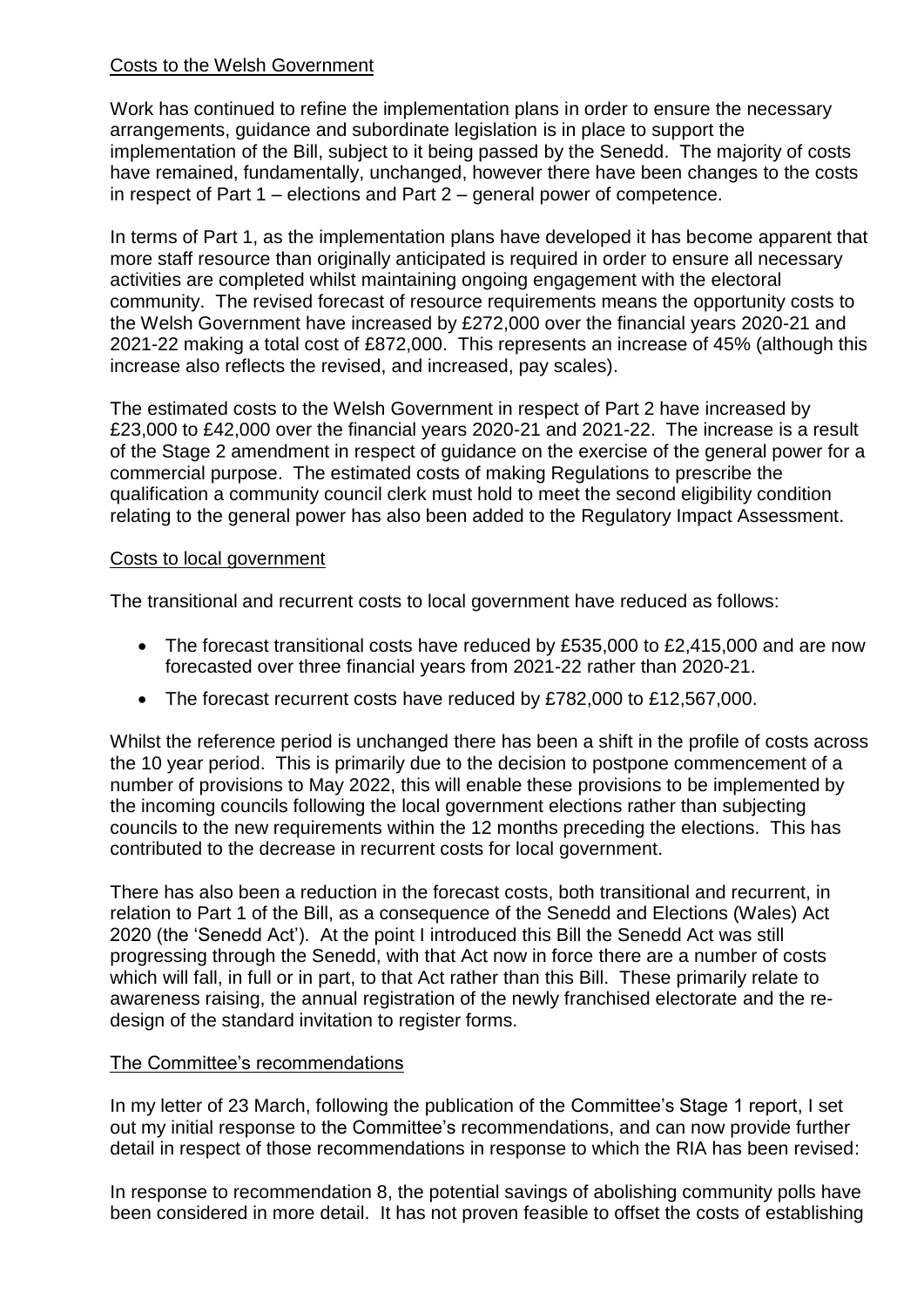Costs to the Welsh Government

Work has continued to refine the implementation plans in order to ensure the necessary arrangements, guidance and subordinate legislation is in place to support the implementation of the Bill, subject to it being passed by the Senedd. The majority of costs have remained, fundamentally, unchanged, however there have been changes to the costs in respect of Part 1 – elections and Part 2 – general power of competence.

In terms of Part 1, as the implementation plans have developed it has become apparent that more staff resource than originally anticipated is required in order to ensure all necessary activities are completed whilst maintaining ongoing engagement with the electoral community. The revised forecast of resource requirements means the opportunity costs to the Welsh Government have increased by £272,000 over the financial years 2020-21 and 2021-22 making a total cost of £872,000. This represents an increase of 45% (although this increase also reflects the revised, and increased, pay scales).

The estimated costs to the Welsh Government in respect of Part 2 have increased by £23,000 to £42,000 over the financial years 2020-21 and 2021-22. The increase is a result of the Stage 2 amendment in respect of guidance on the exercise of the general power for a commercial purpose. The estimated costs of making Regulations to prescribe the qualification a community council clerk must hold to meet the second eligibility condition relating to the general power has also been added to the Regulatory Impact Assessment.

Costs to local government

The transitional and recurrent costs to local government have reduced as follows:

- The forecast transitional costs have reduced by £535,000 to £2,415,000 and are now forecasted over three financial years from 2021-22 rather than 2020-21.
- The forecast recurrent costs have reduced by £782,000 to £12,567,000.

Whilst the reference period is unchanged there has been a shift in the profile of costs across the 10 year period. This is primarily due to the decision to postpone commencement of a number of provisions to May 2022, this will enable these provisions to be implemented by the incoming councils following the local government elections rather than subjecting councils to the new requirements within the 12 months preceding the elections. This has contributed to the decrease in recurrent costs for local government.

There has also been a reduction in the forecast costs, both transitional and recurrent, in relation to Part 1 of the Bill, as a consequence of the Senedd and Elections (Wales) Act 2020 (the 'Senedd Act'). At the point I introduced this Bill the Senedd Act was still progressing through the Senedd, with that Act now in force there are a number of costs which will fall, in full or in part, to that Act rather than this Bill. These primarily relate to awareness raising, the annual registration of the newly franchised electorate and the re-design of the standard invitation to register forms.

The Committee's recommendations

In my letter of 23 March, following the publication of the Committee's Stage 1 report, I set out my initial response to the Committee's recommendations, and can now provide further detail in respect of those recommendations in response to which the RIA has been revised:

In response to recommendation 8, the potential savings of abolishing community polls have been considered in more detail. It has not proven feasible to offset the costs of establishing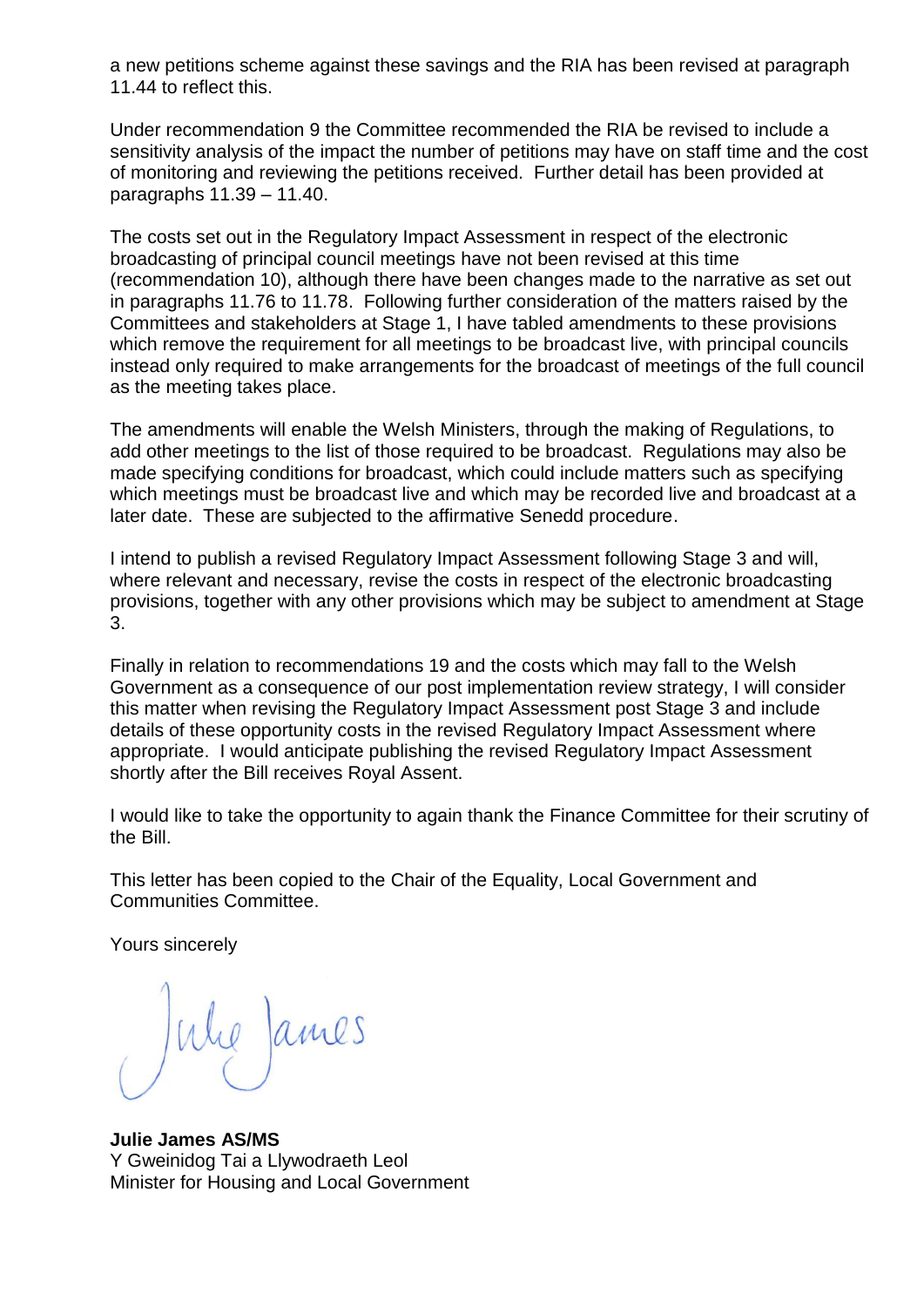a new petitions scheme against these savings and the RIA has been revised at paragraph 11.44 to reflect this.

Under recommendation 9 the Committee recommended the RIA be revised to include a sensitivity analysis of the impact the number of petitions may have on staff time and the cost of monitoring and reviewing the petitions received. Further detail has been provided at paragraphs 11.39 – 11.40.

The costs set out in the Regulatory Impact Assessment in respect of the electronic broadcasting of principal council meetings have not been revised at this time (recommendation 10), although there have been changes made to the narrative as set out in paragraphs 11.76 to 11.78. Following further consideration of the matters raised by the Committees and stakeholders at Stage 1, I have tabled amendments to these provisions which remove the requirement for all meetings to be broadcast live, with principal councils instead only required to make arrangements for the broadcast of meetings of the full council as the meeting takes place.

The amendments will enable the Welsh Ministers, through the making of Regulations, to add other meetings to the list of those required to be broadcast. Regulations may also be made specifying conditions for broadcast, which could include matters such as specifying which meetings must be broadcast live and which may be recorded live and broadcast at a later date. These are subjected to the affirmative Senedd procedure.

I intend to publish a revised Regulatory Impact Assessment following Stage 3 and will, where relevant and necessary, revise the costs in respect of the electronic broadcasting provisions, together with any other provisions which may be subject to amendment at Stage 3.

Finally in relation to recommendations 19 and the costs which may fall to the Welsh Government as a consequence of our post implementation review strategy, I will consider this matter when revising the Regulatory Impact Assessment post Stage 3 and include details of these opportunity costs in the revised Regulatory Impact Assessment where appropriate. I would anticipate publishing the revised Regulatory Impact Assessment shortly after the Bill receives Royal Assent.

I would like to take the opportunity to again thank the Finance Committee for their scrutiny of the Bill.

This letter has been copied to the Chair of the Equality, Local Government and Communities Committee.

Yours sincerely

Julie James

**Julie James AS/MS**
Y Gweinidog Tai a Llywodraeth Leol
Minister for Housing and Local Government